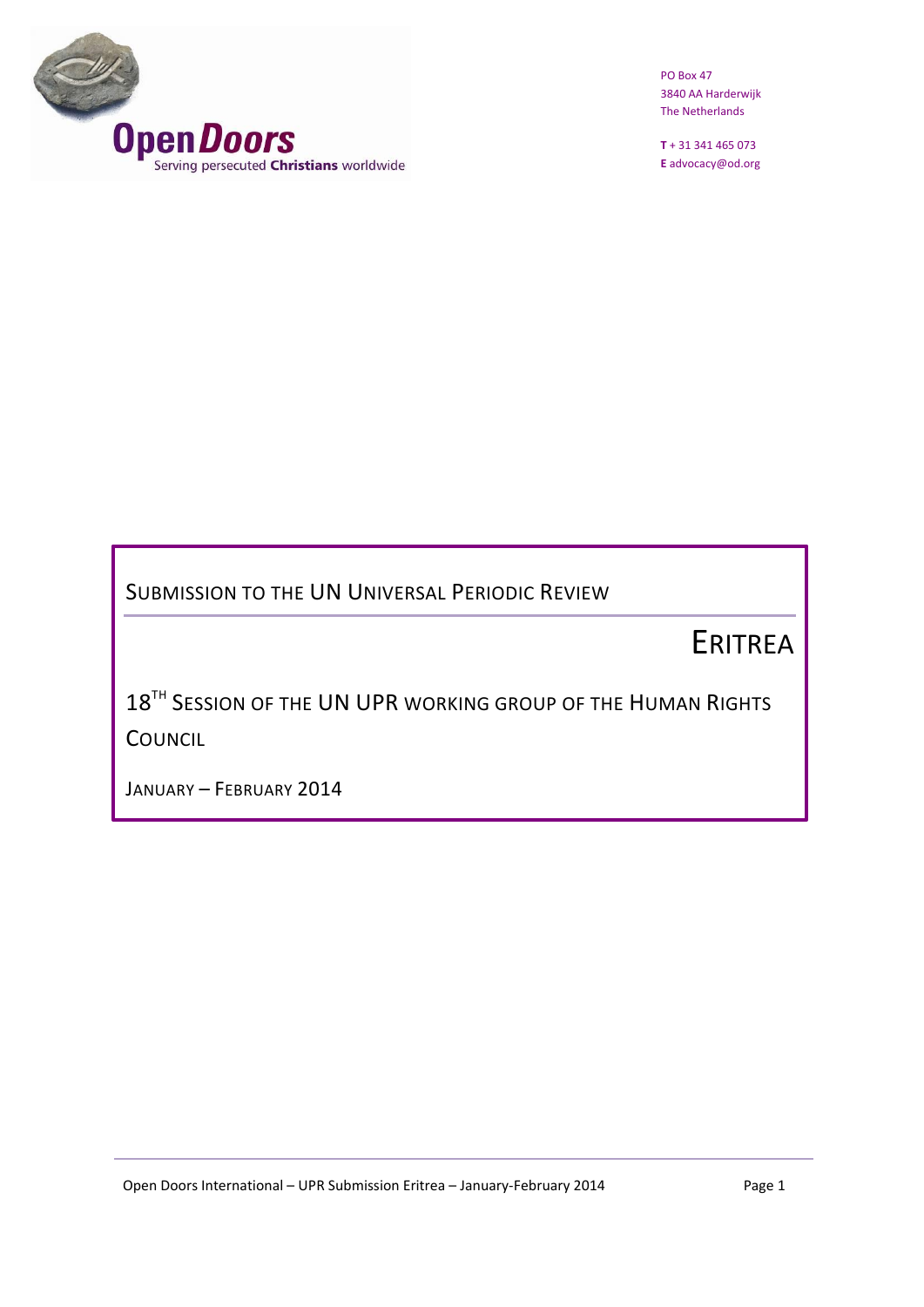Open Doors
Serving persecuted **Christians** worldwide

PO Box 47
3840 AA Harderwijk
The Netherlands

**T** + 31 341 465 073
**E** advocacy@od.org

# SUBMISSION TO THE UN UNIVERSAL PERIODIC REVIEW

# ERITREA

18TH SESSION OF THE UN UPR WORKING GROUP OF THE HUMAN RIGHTS COUNCIL

JANUARY – FEBRUARY 2014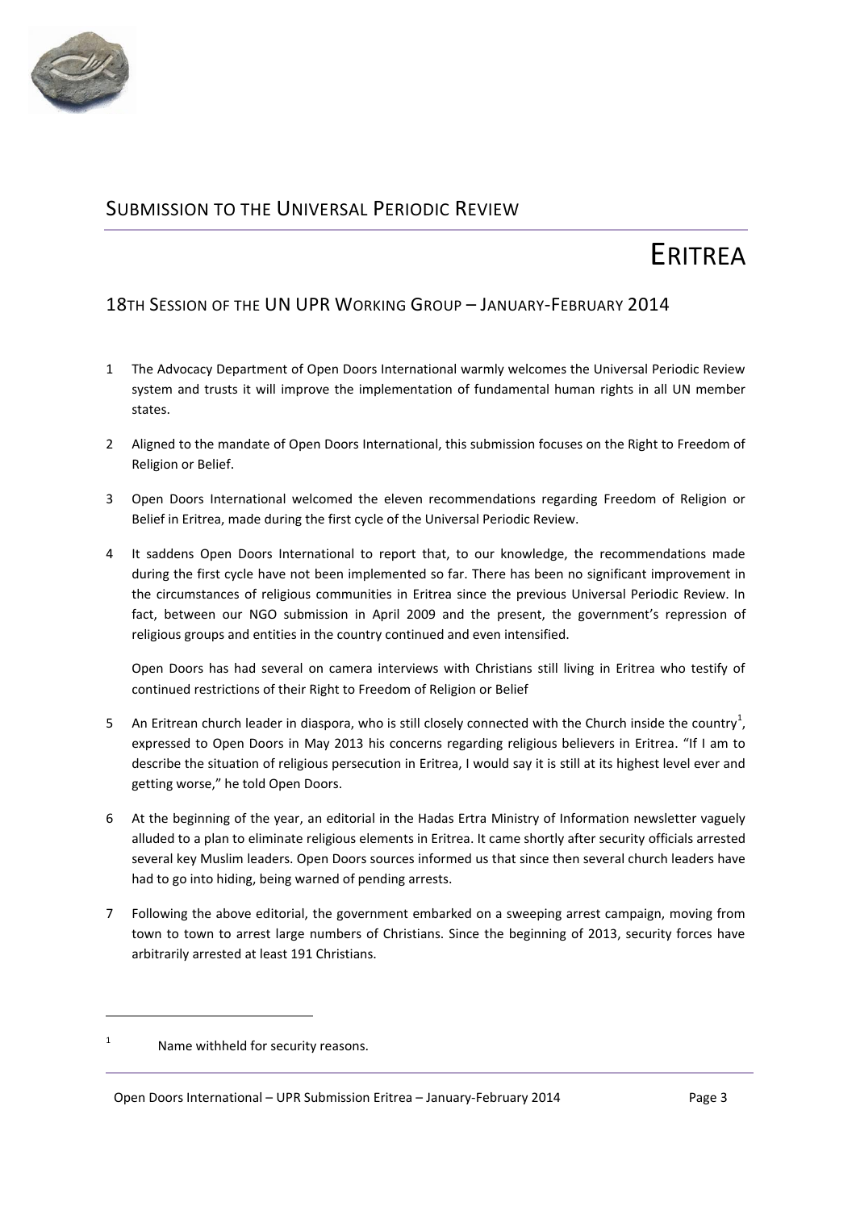## Submission to the Universal Periodic Review

# Eritrea

### 18th Session of the UN UPR Working Group – January-February 2014

1 The Advocacy Department of Open Doors International warmly welcomes the Universal Periodic Review system and trusts it will improve the implementation of fundamental human rights in all UN member states.

2 Aligned to the mandate of Open Doors International, this submission focuses on the Right to Freedom of Religion or Belief.

3 Open Doors International welcomed the eleven recommendations regarding Freedom of Religion or Belief in Eritrea, made during the first cycle of the Universal Periodic Review.

4 It saddens Open Doors International to report that, to our knowledge, the recommendations made during the first cycle have not been implemented so far. There has been no significant improvement in the circumstances of religious communities in Eritrea since the previous Universal Periodic Review. In fact, between our NGO submission in April 2009 and the present, the government's repression of religious groups and entities in the country continued and even intensified.

Open Doors has had several on camera interviews with Christians still living in Eritrea who testify of continued restrictions of their Right to Freedom of Religion or Belief

5 An Eritrean church leader in diaspora, who is still closely connected with the Church inside the country[1], expressed to Open Doors in May 2013 his concerns regarding religious believers in Eritrea. "If I am to describe the situation of religious persecution in Eritrea, I would say it is still at its highest level ever and getting worse," he told Open Doors.

6 At the beginning of the year, an editorial in the Hadas Ertra Ministry of Information newsletter vaguely alluded to a plan to eliminate religious elements in Eritrea. It came shortly after security officials arrested several key Muslim leaders. Open Doors sources informed us that since then several church leaders have had to go into hiding, being warned of pending arrests.

7 Following the above editorial, the government embarked on a sweeping arrest campaign, moving from town to town to arrest large numbers of Christians. Since the beginning of 2013, security forces have arbitrarily arrested at least 191 Christians.

---

[1] Name withheld for security reasons.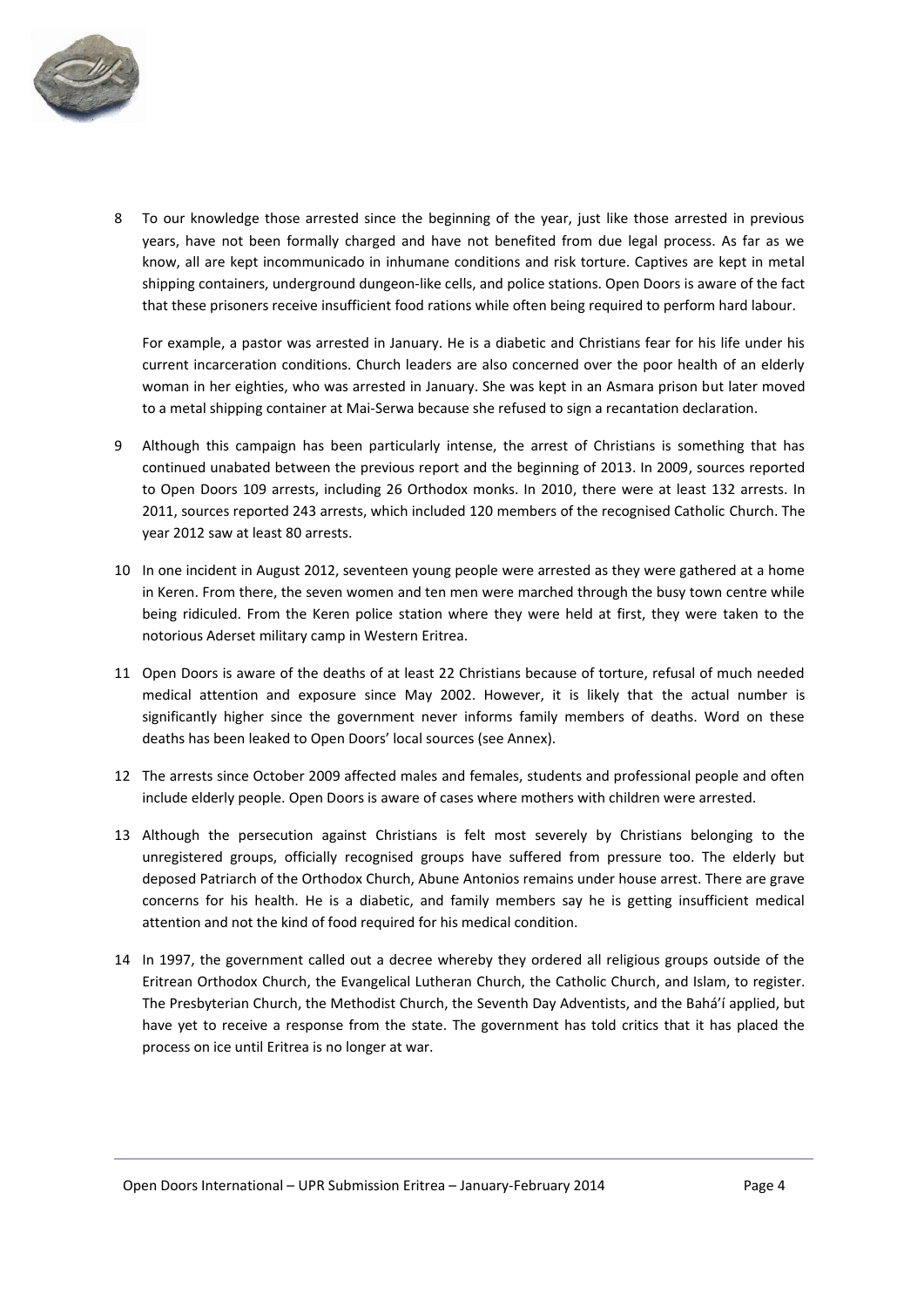8 To our knowledge those arrested since the beginning of the year, just like those arrested in previous years, have not been formally charged and have not benefited from due legal process. As far as we know, all are kept incommunicado in inhumane conditions and risk torture. Captives are kept in metal shipping containers, underground dungeon-like cells, and police stations. Open Doors is aware of the fact that these prisoners receive insufficient food rations while often being required to perform hard labour.

   For example, a pastor was arrested in January. He is a diabetic and Christians fear for his life under his current incarceration conditions. Church leaders are also concerned over the poor health of an elderly woman in her eighties, who was arrested in January. She was kept in an Asmara prison but later moved to a metal shipping container at Mai-Serwa because she refused to sign a recantation declaration.

9 Although this campaign has been particularly intense, the arrest of Christians is something that has continued unabated between the previous report and the beginning of 2013. In 2009, sources reported to Open Doors 109 arrests, including 26 Orthodox monks. In 2010, there were at least 132 arrests. In 2011, sources reported 243 arrests, which included 120 members of the recognised Catholic Church. The year 2012 saw at least 80 arrests.

10 In one incident in August 2012, seventeen young people were arrested as they were gathered at a home in Keren. From there, the seven women and ten men were marched through the busy town centre while being ridiculed. From the Keren police station where they were held at first, they were taken to the notorious Aderset military camp in Western Eritrea.

11 Open Doors is aware of the deaths of at least 22 Christians because of torture, refusal of much needed medical attention and exposure since May 2002. However, it is likely that the actual number is significantly higher since the government never informs family members of deaths. Word on these deaths has been leaked to Open Doors' local sources (see Annex).

12 The arrests since October 2009 affected males and females, students and professional people and often include elderly people. Open Doors is aware of cases where mothers with children were arrested.

13 Although the persecution against Christians is felt most severely by Christians belonging to the unregistered groups, officially recognised groups have suffered from pressure too. The elderly but deposed Patriarch of the Orthodox Church, Abune Antonios remains under house arrest. There are grave concerns for his health. He is a diabetic, and family members say he is getting insufficient medical attention and not the kind of food required for his medical condition.

14 In 1997, the government called out a decree whereby they ordered all religious groups outside of the Eritrean Orthodox Church, the Evangelical Lutheran Church, the Catholic Church, and Islam, to register. The Presbyterian Church, the Methodist Church, the Seventh Day Adventists, and the Bahá'í applied, but have yet to receive a response from the state. The government has told critics that it has placed the process on ice until Eritrea is no longer at war.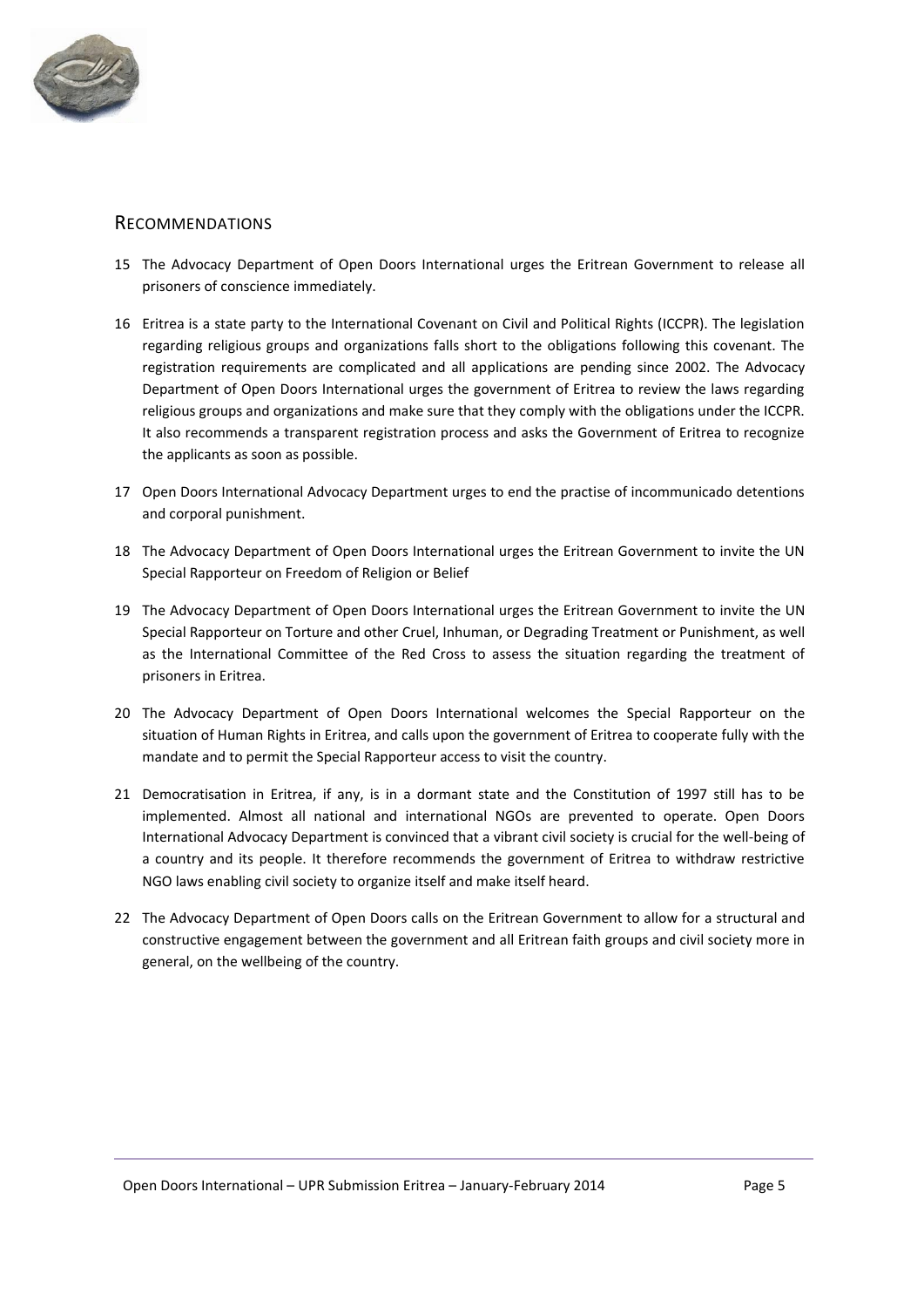## RECOMMENDATIONS

15 The Advocacy Department of Open Doors International urges the Eritrean Government to release all prisoners of conscience immediately.

16 Eritrea is a state party to the International Covenant on Civil and Political Rights (ICCPR). The legislation regarding religious groups and organizations falls short to the obligations following this covenant. The registration requirements are complicated and all applications are pending since 2002. The Advocacy Department of Open Doors International urges the government of Eritrea to review the laws regarding religious groups and organizations and make sure that they comply with the obligations under the ICCPR. It also recommends a transparent registration process and asks the Government of Eritrea to recognize the applicants as soon as possible.

17 Open Doors International Advocacy Department urges to end the practise of incommunicado detentions and corporal punishment.

18 The Advocacy Department of Open Doors International urges the Eritrean Government to invite the UN Special Rapporteur on Freedom of Religion or Belief

19 The Advocacy Department of Open Doors International urges the Eritrean Government to invite the UN Special Rapporteur on Torture and other Cruel, Inhuman, or Degrading Treatment or Punishment, as well as the International Committee of the Red Cross to assess the situation regarding the treatment of prisoners in Eritrea.

20 The Advocacy Department of Open Doors International welcomes the Special Rapporteur on the situation of Human Rights in Eritrea, and calls upon the government of Eritrea to cooperate fully with the mandate and to permit the Special Rapporteur access to visit the country.

21 Democratisation in Eritrea, if any, is in a dormant state and the Constitution of 1997 still has to be implemented. Almost all national and international NGOs are prevented to operate. Open Doors International Advocacy Department is convinced that a vibrant civil society is crucial for the well-being of a country and its people. It therefore recommends the government of Eritrea to withdraw restrictive NGO laws enabling civil society to organize itself and make itself heard.

22 The Advocacy Department of Open Doors calls on the Eritrean Government to allow for a structural and constructive engagement between the government and all Eritrean faith groups and civil society more in general, on the wellbeing of the country.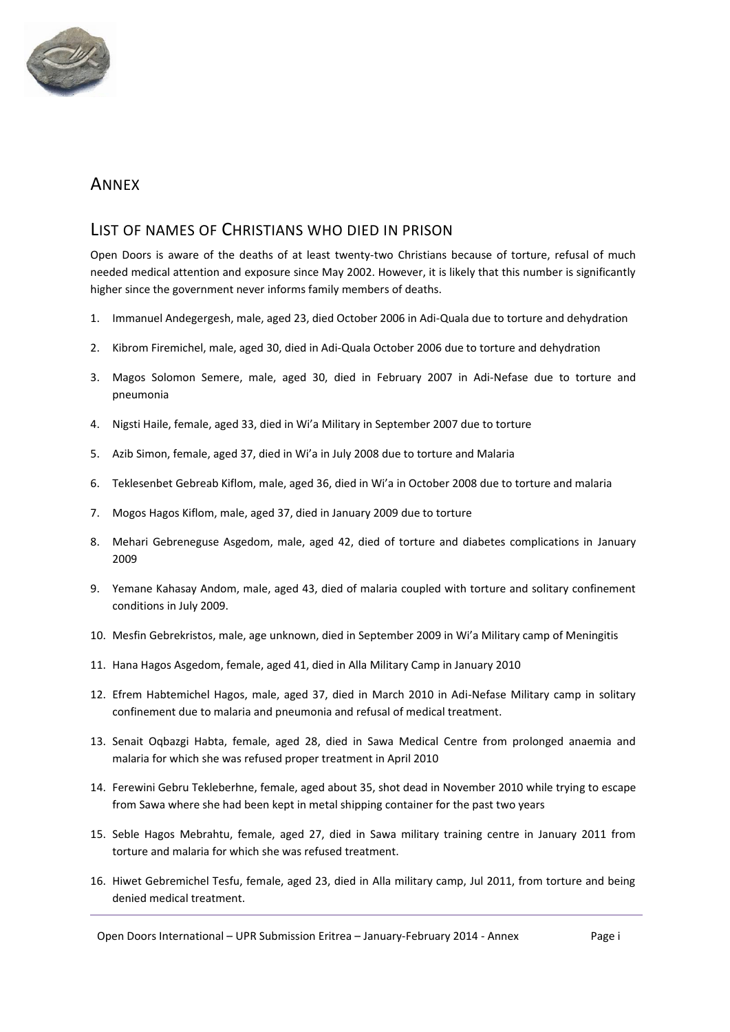## ANNEX

## LIST OF NAMES OF CHRISTIANS WHO DIED IN PRISON

Open Doors is aware of the deaths of at least twenty-two Christians because of torture, refusal of much needed medical attention and exposure since May 2002. However, it is likely that this number is significantly higher since the government never informs family members of deaths.

1. Immanuel Andegergesh, male, aged 23, died October 2006 in Adi-Quala due to torture and dehydration
2. Kibrom Firemichel, male, aged 30, died in Adi-Quala October 2006 due to torture and dehydration
3. Magos Solomon Semere, male, aged 30, died in February 2007 in Adi-Nefase due to torture and pneumonia
4. Nigsti Haile, female, aged 33, died in Wi'a Military in September 2007 due to torture
5. Azib Simon, female, aged 37, died in Wi'a in July 2008 due to torture and Malaria
6. Teklesenbet Gebreab Kiflom, male, aged 36, died in Wi'a in October 2008 due to torture and malaria
7. Mogos Hagos Kiflom, male, aged 37, died in January 2009 due to torture
8. Mehari Gebreneguse Asgedom, male, aged 42, died of torture and diabetes complications in January 2009
9. Yemane Kahasay Andom, male, aged 43, died of malaria coupled with torture and solitary confinement conditions in July 2009.
10. Mesfin Gebrekristos, male, age unknown, died in September 2009 in Wi'a Military camp of Meningitis
11. Hana Hagos Asgedom, female, aged 41, died in Alla Military Camp in January 2010
12. Efrem Habtemichel Hagos, male, aged 37, died in March 2010 in Adi-Nefase Military camp in solitary confinement due to malaria and pneumonia and refusal of medical treatment.
13. Senait Oqbazgi Habta, female, aged 28, died in Sawa Medical Centre from prolonged anaemia and malaria for which she was refused proper treatment in April 2010
14. Ferewini Gebru Tekleberhne, female, aged about 35, shot dead in November 2010 while trying to escape from Sawa where she had been kept in metal shipping container for the past two years
15. Seble Hagos Mebrahtu, female, aged 27, died in Sawa military training centre in January 2011 from torture and malaria for which she was refused treatment.
16. Hiwet Gebremichel Tesfu, female, aged 23, died in Alla military camp, Jul 2011, from torture and being denied medical treatment.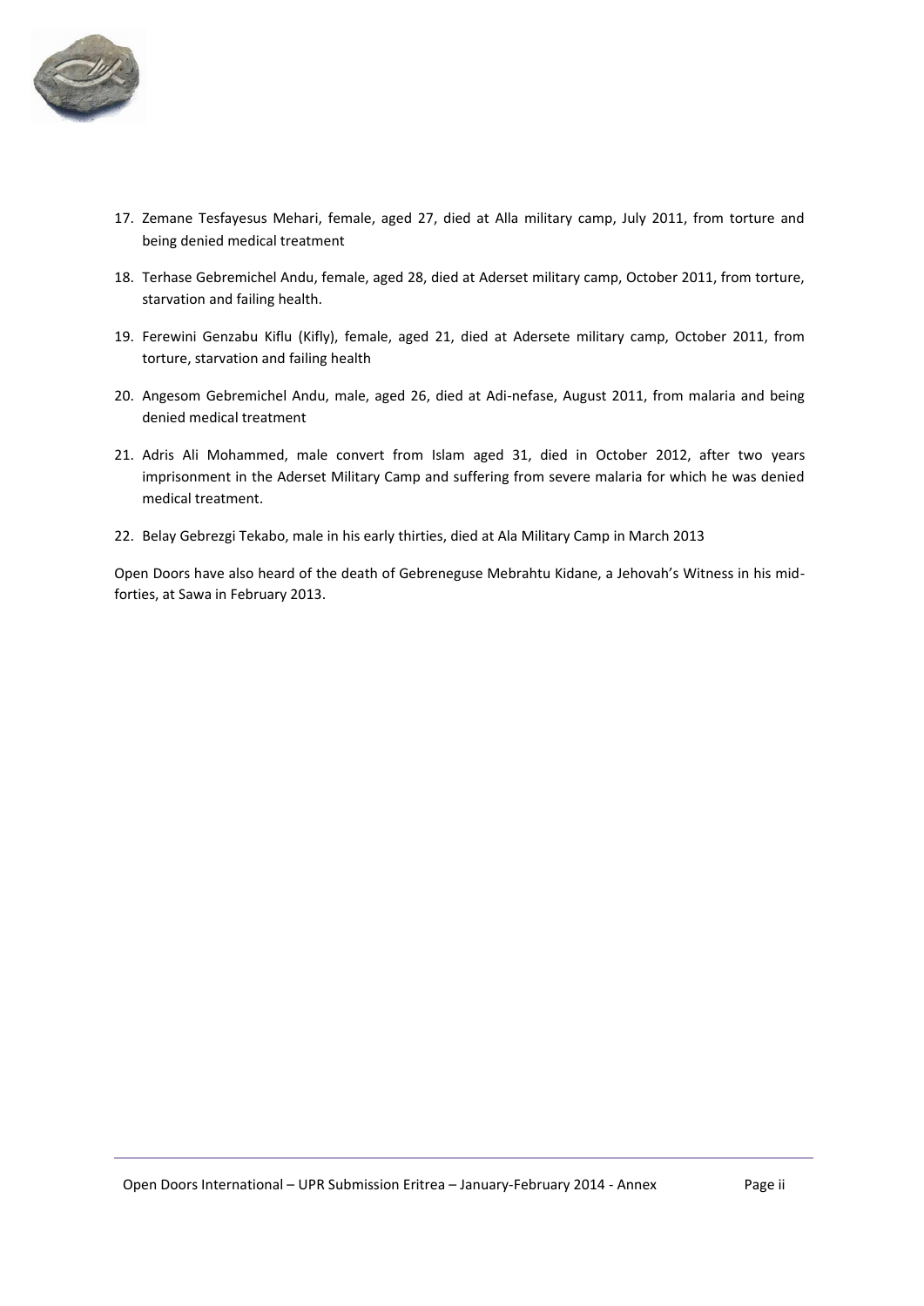17. Zemane Tesfayesus Mehari, female, aged 27, died at Alla military camp, July 2011, from torture and being denied medical treatment

18. Terhase Gebremichel Andu, female, aged 28, died at Aderset military camp, October 2011, from torture, starvation and failing health.

19. Ferewini Genzabu Kiflu (Kifly), female, aged 21, died at Adersete military camp, October 2011, from torture, starvation and failing health

20. Angesom Gebremichel Andu, male, aged 26, died at Adi-nefase, August 2011, from malaria and being denied medical treatment

21. Adris Ali Mohammed, male convert from Islam aged 31, died in October 2012, after two years imprisonment in the Aderset Military Camp and suffering from severe malaria for which he was denied medical treatment.

22. Belay Gebrezgi Tekabo, male in his early thirties, died at Ala Military Camp in March 2013

Open Doors have also heard of the death of Gebreneguse Mebrahtu Kidane, a Jehovah's Witness in his mid-forties, at Sawa in February 2013.